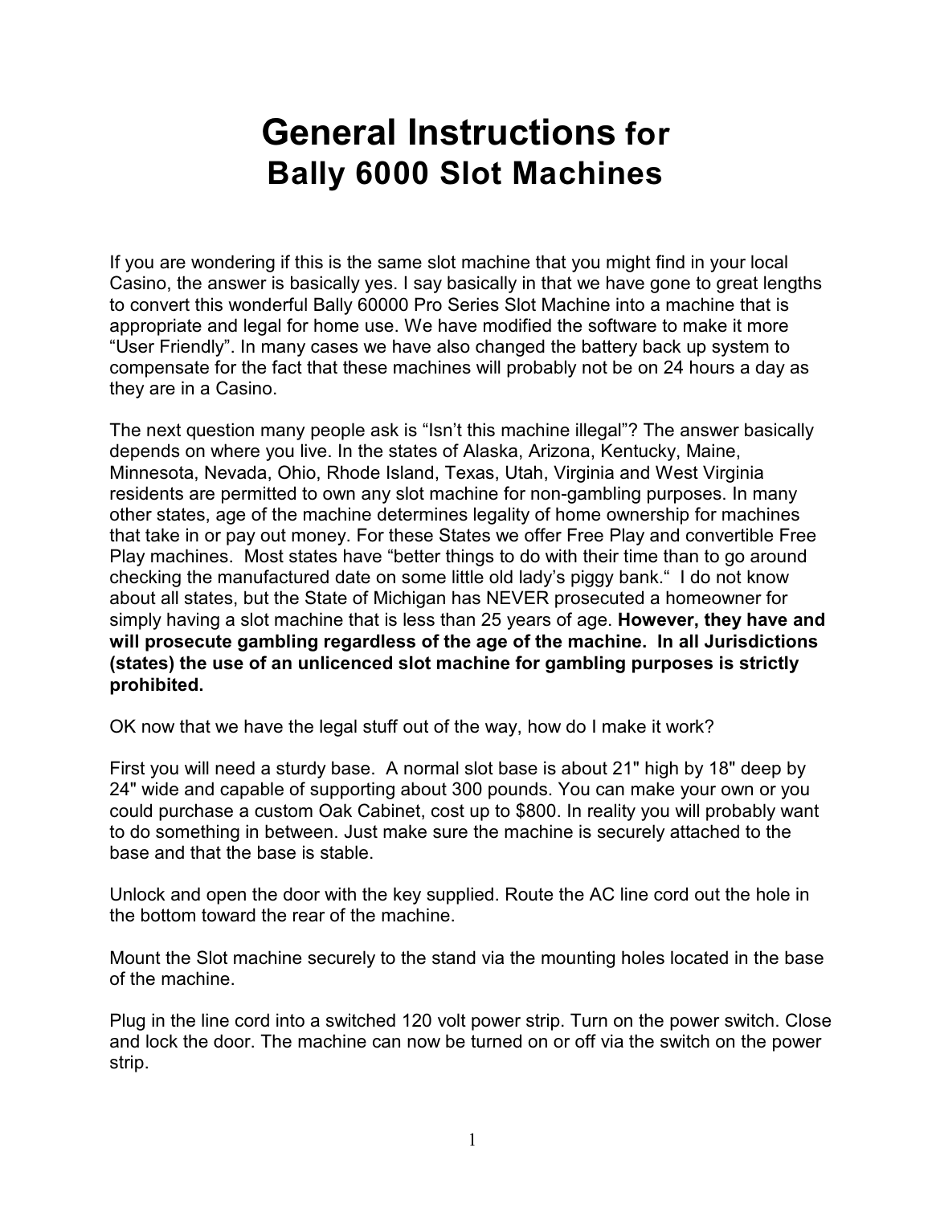# General Instructions for Bally 6000 Slot Machines

If you are wondering if this is the same slot machine that you might find in your local Casino, the answer is basically yes. I say basically in that we have gone to great lengths to convert this wonderful Bally 60000 Pro Series Slot Machine into a machine that is appropriate and legal for home use. We have modified the software to make it more “User Friendly”. In many cases we have also changed the battery back up system to compensate for the fact that these machines will probably not be on 24 hours a day as they are in a Casino.

The next question many people ask is “Isn’t this machine illegal”? The answer basically depends on where you live. In the states of Alaska, Arizona, Kentucky, Maine, Minnesota, Nevada, Ohio, Rhode Island, Texas, Utah, Virginia and West Virginia residents are permitted to own any slot machine for non-gambling purposes. In many other states, age of the machine determines legality of home ownership for machines that take in or pay out money. For these States we offer Free Play and convertible Free Play machines. Most states have “better things to do with their time than to go around checking the manufactured date on some little old lady’s piggy bank.“ I do not know about all states, but the State of Michigan has NEVER prosecuted a homeowner for simply having a slot machine that is less than 25 years of age. **However, they have and will prosecute gambling regardless of the age of the machine. In all Jurisdictions (states) the use of an unlicenced slot machine for gambling purposes is strictly prohibited.**

OK now that we have the legal stuff out of the way, how do I make it work?

First you will need a sturdy base. A normal slot base is about 21" high by 18" deep by 24" wide and capable of supporting about 300 pounds. You can make your own or you could purchase a custom Oak Cabinet, cost up to $800. In reality you will probably want to do something in between. Just make sure the machine is securely attached to the base and that the base is stable.

Unlock and open the door with the key supplied. Route the AC line cord out the hole in the bottom toward the rear of the machine.

Mount the Slot machine securely to the stand via the mounting holes located in the base of the machine.

Plug in the line cord into a switched 120 volt power strip. Turn on the power switch. Close and lock the door. The machine can now be turned on or off via the switch on the power strip.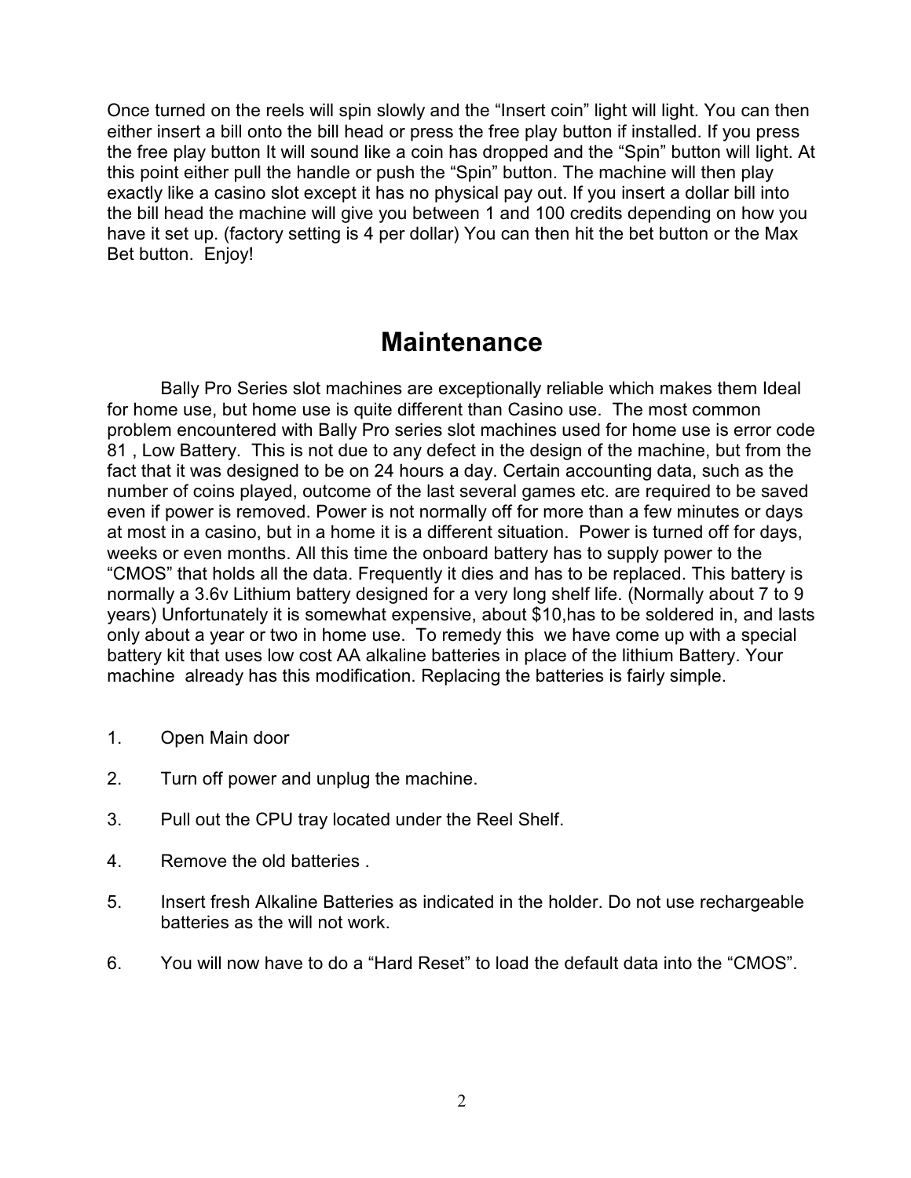Once turned on the reels will spin slowly and the “Insert coin” light will light. You can then either insert a bill onto the bill head or press the free play button if installed. If you press the free play button It will sound like a coin has dropped and the “Spin” button will light. At this point either pull the handle or push the “Spin” button. The machine will then play exactly like a casino slot except it has no physical pay out. If you insert a dollar bill into the bill head the machine will give you between 1 and 100 credits depending on how you have it set up. (factory setting is 4 per dollar) You can then hit the bet button or the Max Bet button. Enjoy!

# Maintenance

Bally Pro Series slot machines are exceptionally reliable which makes them Ideal for home use, but home use is quite different than Casino use. The most common problem encountered with Bally Pro series slot machines used for home use is error code 81 , Low Battery. This is not due to any defect in the design of the machine, but from the fact that it was designed to be on 24 hours a day. Certain accounting data, such as the number of coins played, outcome of the last several games etc. are required to be saved even if power is removed. Power is not normally off for more than a few minutes or days at most in a casino, but in a home it is a different situation. Power is turned off for days, weeks or even months. All this time the onboard battery has to supply power to the “CMOS” that holds all the data. Frequently it dies and has to be replaced. This battery is normally a 3.6v Lithium battery designed for a very long shelf life. (Normally about 7 to 9 years) Unfortunately it is somewhat expensive, about $10,has to be soldered in, and lasts only about a year or two in home use. To remedy this we have come up with a special battery kit that uses low cost AA alkaline batteries in place of the lithium Battery. Your machine already has this modification. Replacing the batteries is fairly simple.

1. Open Main door
2. Turn off power and unplug the machine.
3. Pull out the CPU tray located under the Reel Shelf.
4. Remove the old batteries .
5. Insert fresh Alkaline Batteries as indicated in the holder. Do not use rechargeable batteries as the will not work.
6. You will now have to do a “Hard Reset” to load the default data into the “CMOS”.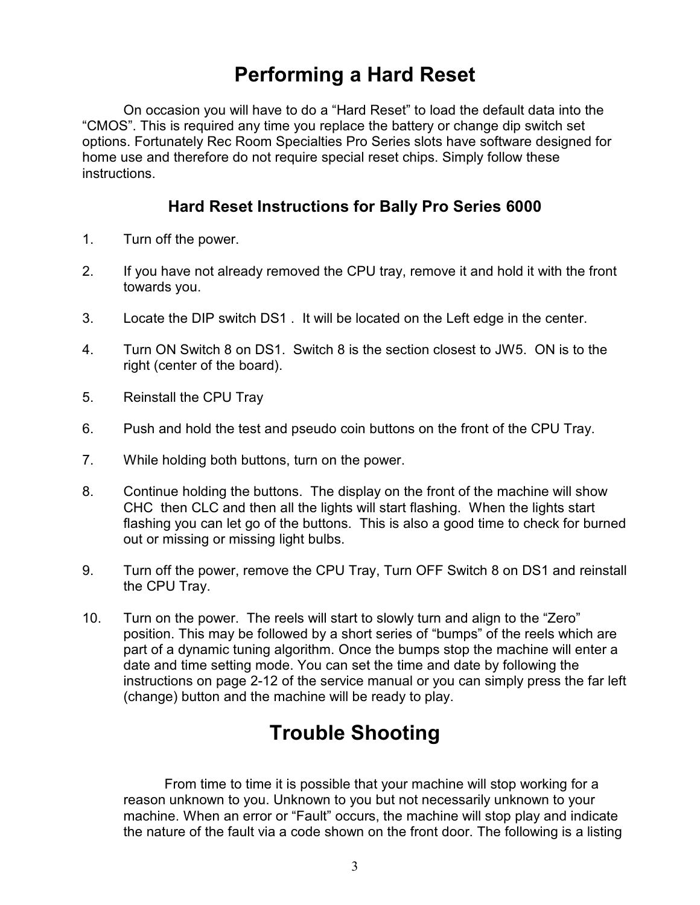# Performing a Hard Reset

On occasion you will have to do a "Hard Reset" to load the default data into the "CMOS". This is required any time you replace the battery or change dip switch set options. Fortunately Rec Room Specialties Pro Series slots have software designed for home use and therefore do not require special reset chips. Simply follow these instructions.

### Hard Reset Instructions for Bally Pro Series 6000

1. Turn off the power.

2. If you have not already removed the CPU tray, remove it and hold it with the front towards you.

3. Locate the DIP switch DS1 . It will be located on the Left edge in the center.

4. Turn ON Switch 8 on DS1. Switch 8 is the section closest to JW5. ON is to the right (center of the board).

5. Reinstall the CPU Tray

6. Push and hold the test and pseudo coin buttons on the front of the CPU Tray.

7. While holding both buttons, turn on the power.

8. Continue holding the buttons. The display on the front of the machine will show CHC then CLC and then all the lights will start flashing. When the lights start flashing you can let go of the buttons. This is also a good time to check for burned out or missing or missing light bulbs.

9. Turn off the power, remove the CPU Tray, Turn OFF Switch 8 on DS1 and reinstall the CPU Tray.

10. Turn on the power. The reels will start to slowly turn and align to the "Zero" position. This may be followed by a short series of "bumps" of the reels which are part of a dynamic tuning algorithm. Once the bumps stop the machine will enter a date and time setting mode. You can set the time and date by following the instructions on page 2-12 of the service manual or you can simply press the far left (change) button and the machine will be ready to play.

# Trouble Shooting

From time to time it is possible that your machine will stop working for a reason unknown to you. Unknown to you but not necessarily unknown to your machine. When an error or "Fault" occurs, the machine will stop play and indicate the nature of the fault via a code shown on the front door. The following is a listing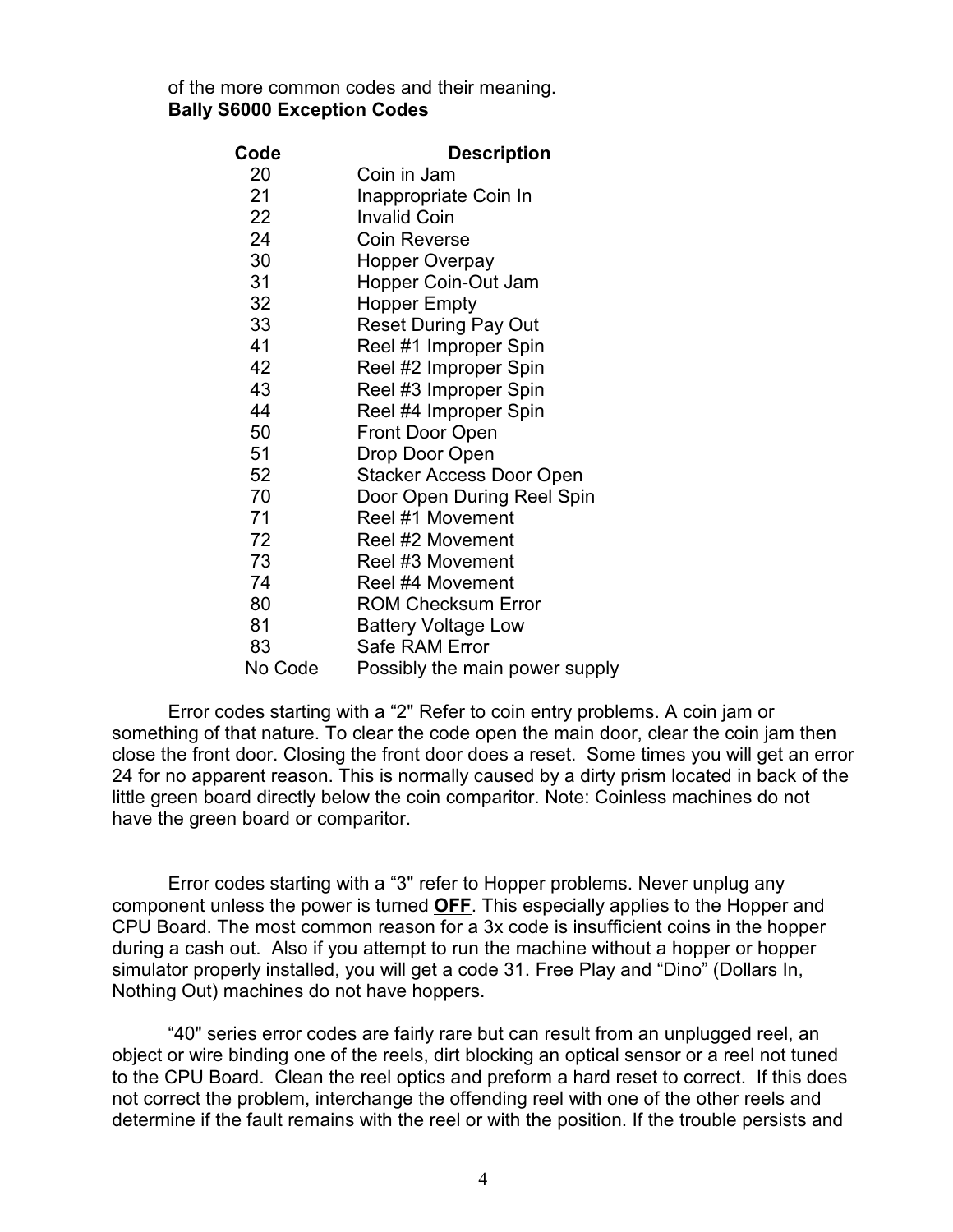of the more common codes and their meaning.

**Bally S6000 Exception Codes**

| Code | Description |
|---|---|
| 20 | Coin in Jam |
| 21 | Inappropriate Coin In |
| 22 | Invalid Coin |
| 24 | Coin Reverse |
| 30 | Hopper Overpay |
| 31 | Hopper Coin-Out Jam |
| 32 | Hopper Empty |
| 33 | Reset During Pay Out |
| 41 | Reel #1 Improper Spin |
| 42 | Reel #2 Improper Spin |
| 43 | Reel #3 Improper Spin |
| 44 | Reel #4 Improper Spin |
| 50 | Front Door Open |
| 51 | Drop Door Open |
| 52 | Stacker Access Door Open |
| 70 | Door Open During Reel Spin |
| 71 | Reel #1 Movement |
| 72 | Reel #2 Movement |
| 73 | Reel #3 Movement |
| 74 | Reel #4 Movement |
| 80 | ROM Checksum Error |
| 81 | Battery Voltage Low |
| 83 | Safe RAM Error |
| No Code | Possibly the main power supply |

Error codes starting with a "2" Refer to coin entry problems. A coin jam or something of that nature. To clear the code open the main door, clear the coin jam then close the front door. Closing the front door does a reset. Some times you will get an error 24 for no apparent reason. This is normally caused by a dirty prism located in back of the little green board directly below the coin comparitor. Note: Coinless machines do not have the green board or comparitor.

Error codes starting with a "3" refer to Hopper problems. Never unplug any component unless the power is turned **OFF**. This especially applies to the Hopper and CPU Board. The most common reason for a 3x code is insufficient coins in the hopper during a cash out. Also if you attempt to run the machine without a hopper or hopper simulator properly installed, you will get a code 31. Free Play and "Dino" (Dollars In, Nothing Out) machines do not have hoppers.

"40" series error codes are fairly rare but can result from an unplugged reel, an object or wire binding one of the reels, dirt blocking an optical sensor or a reel not tuned to the CPU Board. Clean the reel optics and preform a hard reset to correct. If this does not correct the problem, interchange the offending reel with one of the other reels and determine if the fault remains with the reel or with the position. If the trouble persists and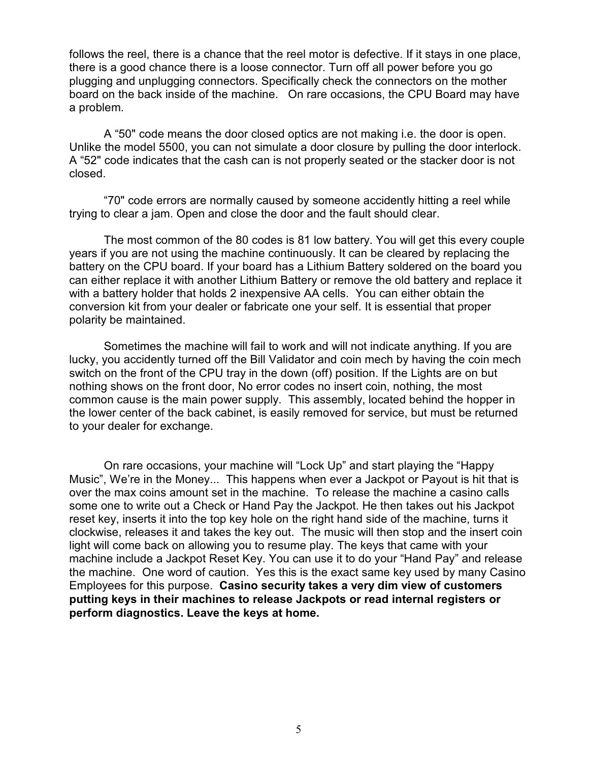follows the reel, there is a chance that the reel motor is defective. If it stays in one place, there is a good chance there is a loose connector. Turn off all power before you go plugging and unplugging connectors. Specifically check the connectors on the mother board on the back inside of the machine.  On rare occasions, the CPU Board may have a problem.

A “50" code means the door closed optics are not making i.e. the door is open. Unlike the model 5500, you can not simulate a door closure by pulling the door interlock. A “52" code indicates that the cash can is not properly seated or the stacker door is not closed.

“70" code errors are normally caused by someone accidently hitting a reel while trying to clear a jam. Open and close the door and the fault should clear.

The most common of the 80 codes is 81 low battery. You will get this every couple years if you are not using the machine continuously. It can be cleared by replacing the battery on the CPU board. If your board has a Lithium Battery soldered on the board you can either replace it with another Lithium Battery or remove the old battery and replace it with a battery holder that holds 2 inexpensive AA cells.  You can either obtain the conversion kit from your dealer or fabricate one your self. It is essential that proper polarity be maintained.

Sometimes the machine will fail to work and will not indicate anything. If you are lucky, you accidently turned off the Bill Validator and coin mech by having the coin mech switch on the front of the CPU tray in the down (off) position. If the Lights are on but nothing shows on the front door, No error codes no insert coin, nothing, the most common cause is the main power supply.  This assembly, located behind the hopper in the lower center of the back cabinet, is easily removed for service, but must be returned to your dealer for exchange.

On rare occasions, your machine will “Lock Up” and start playing the “Happy Music”, We’re in the Money...  This happens when ever a Jackpot or Payout is hit that is over the max coins amount set in the machine.  To release the machine a casino calls some one to write out a Check or Hand Pay the Jackpot. He then takes out his Jackpot reset key, inserts it into the top key hole on the right hand side of the machine, turns it clockwise, releases it and takes the key out.  The music will then stop and the insert coin light will come back on allowing you to resume play. The keys that came with your machine include a Jackpot Reset Key. You can use it to do your “Hand Pay” and release the machine.  One word of caution.  Yes this is the exact same key used by many Casino Employees for this purpose.  **Casino security takes a very dim view of customers putting keys in their machines to release Jackpots or read internal registers or perform diagnostics. Leave the keys at home.**